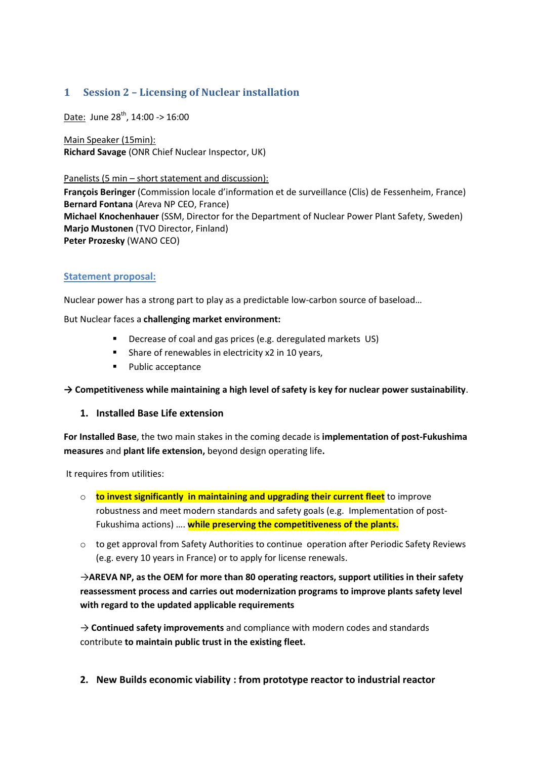# 1 Session 2 – Licensing of Nuclear installation

Date: June 28th, 14:00 -> 16:00

Main Speaker (15min):
**Richard Savage** (ONR Chief Nuclear Inspector, UK)

Panelists (5 min – short statement and discussion):
**François Beringer** (Commission locale d'information et de surveillance (Clis) de Fessenheim, France)
**Bernard Fontana** (Areva NP CEO, France)
**Michael Knochenhauer** (SSM, Director for the Department of Nuclear Power Plant Safety, Sweden)
**Marjo Mustonen** (TVO Director, Finland)
**Peter Prozesky** (WANO CEO)

## Statement proposal:

Nuclear power has a strong part to play as a predictable low-carbon source of baseload…

But Nuclear faces a **challenging market environment:**

- Decrease of coal and gas prices (e.g. deregulated markets US)
- Share of renewables in electricity x2 in 10 years,
- Public acceptance

**→ Competitiveness while maintaining a high level of safety is key for nuclear power sustainability**.

### 1. Installed Base Life extension

**For Installed Base**, the two main stakes in the coming decade is **implementation of post-Fukushima measures** and **plant life extension,** beyond design operating life**.**

It requires from utilities:

- **to invest significantly in maintaining and upgrading their current fleet** to improve robustness and meet modern standards and safety goals (e.g. Implementation of post-Fukushima actions) …. **while preserving the competitiveness of the plants.**
- to get approval from Safety Authorities to continue operation after Periodic Safety Reviews (e.g. every 10 years in France) or to apply for license renewals.

**→AREVA NP, as the OEM for more than 80 operating reactors, support utilities in their safety reassessment process and carries out modernization programs to improve plants safety level with regard to the updated applicable requirements**

→ **Continued safety improvements** and compliance with modern codes and standards contribute **to maintain public trust in the existing fleet.**

### 2. New Builds economic viability : from prototype reactor to industrial reactor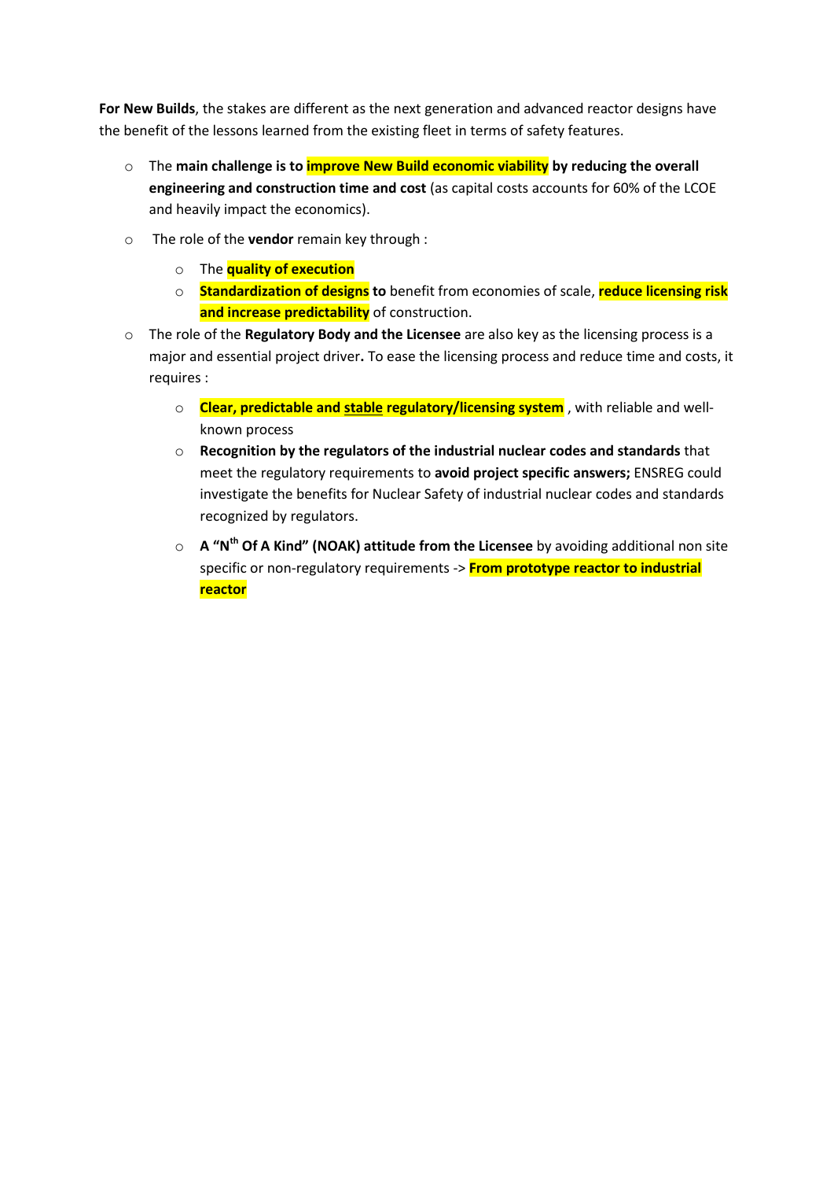**For New Builds**, the stakes are different as the next generation and advanced reactor designs have the benefit of the lessons learned from the existing fleet in terms of safety features.

- The **main challenge is to improve New Build economic viability by reducing the overall engineering and construction time and cost** (as capital costs accounts for 60% of the LCOE and heavily impact the economics).
- The role of the **vendor** remain key through :
  - The **quality of execution**
  - **Standardization of designs to** benefit from economies of scale, **reduce licensing risk and increase predictability** of construction.
- The role of the **Regulatory Body and the Licensee** are also key as the licensing process is a major and essential project driver**.** To ease the licensing process and reduce time and costs, it requires :
  - **Clear, predictable and stable regulatory/licensing system** , with reliable and well-known process
  - **Recognition by the regulators of the industrial nuclear codes and standards** that meet the regulatory requirements to **avoid project specific answers;** ENSREG could investigate the benefits for Nuclear Safety of industrial nuclear codes and standards recognized by regulators.
  - **A "N$^{th}$ Of A Kind" (NOAK) attitude from the Licensee** by avoiding additional non site specific or non-regulatory requirements -> **From prototype reactor to industrial reactor**